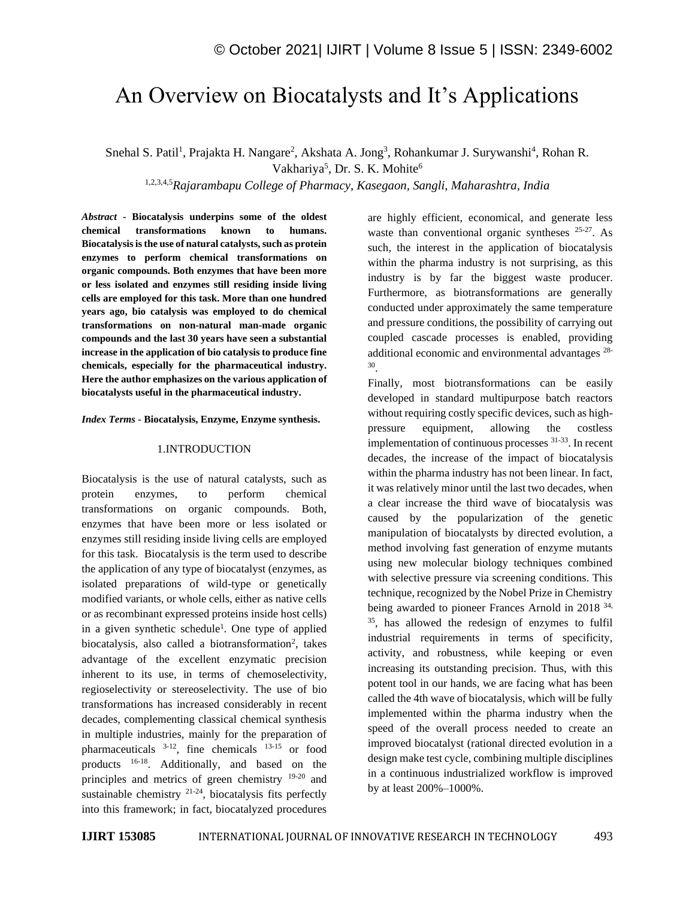# An Overview on Biocatalysts and It's Applications

Snehal S. Patil[1], Prajakta H. Nangare[2], Akshata A. Jong[3], Rohankumar J. Surywanshi[4], Rohan R. Vakhariya[5], Dr. S. K. Mohite[6]

[1,2,3,4,5] *Rajarambapu College of Pharmacy, Kasegaon, Sangli, Maharashtra, India*

***Abstract* - Biocatalysis underpins some of the oldest chemical transformations known to humans. Biocatalysis is the use of natural catalysts, such as protein enzymes to perform chemical transformations on organic compounds. Both enzymes that have been more or less isolated and enzymes still residing inside living cells are employed for this task. More than one hundred years ago, bio catalysis was employed to do chemical transformations on non-natural man-made organic compounds and the last 30 years have seen a substantial increase in the application of bio catalysis to produce fine chemicals, especially for the pharmaceutical industry. Here the author emphasizes on the various application of biocatalysts useful in the pharmaceutical industry.**

***Index Terms* - Biocatalysis, Enzyme, Enzyme synthesis.**

## 1.INTRODUCTION

Biocatalysis is the use of natural catalysts, such as protein enzymes, to perform chemical transformations on organic compounds. Both, enzymes that have been more or less isolated or enzymes still residing inside living cells are employed for this task. Biocatalysis is the term used to describe the application of any type of biocatalyst (enzymes, as isolated preparations of wild-type or genetically modified variants, or whole cells, either as native cells or as recombinant expressed proteins inside host cells) in a given synthetic schedule[1]. One type of applied biocatalysis, also called a biotransformation[2], takes advantage of the excellent enzymatic precision inherent to its use, in terms of chemoselectivity, regioselectivity or stereoselectivity. The use of bio transformations has increased considerably in recent decades, complementing classical chemical synthesis in multiple industries, mainly for the preparation of pharmaceuticals [3-12], fine chemicals [13-15] or food products [16-18]. Additionally, and based on the principles and metrics of green chemistry [19-20] and sustainable chemistry [21-24], biocatalysis fits perfectly into this framework; in fact, biocatalyzed procedures are highly efficient, economical, and generate less waste than conventional organic syntheses [25-27]. As such, the interest in the application of biocatalysis within the pharma industry is not surprising, as this industry is by far the biggest waste producer. Furthermore, as biotransformations are generally conducted under approximately the same temperature and pressure conditions, the possibility of carrying out coupled cascade processes is enabled, providing additional economic and environmental advantages [28-30].

Finally, most biotransformations can be easily developed in standard multipurpose batch reactors without requiring costly specific devices, such as high-pressure equipment, allowing the costless implementation of continuous processes [31-33]. In recent decades, the increase of the impact of biocatalysis within the pharma industry has not been linear. In fact, it was relatively minor until the last two decades, when a clear increase the third wave of biocatalysis was caused by the popularization of the genetic manipulation of biocatalysts by directed evolution, a method involving fast generation of enzyme mutants using new molecular biology techniques combined with selective pressure via screening conditions. This technique, recognized by the Nobel Prize in Chemistry being awarded to pioneer Frances Arnold in 2018 [34, 35], has allowed the redesign of enzymes to fulfil industrial requirements in terms of specificity, activity, and robustness, while keeping or even increasing its outstanding precision. Thus, with this potent tool in our hands, we are facing what has been called the 4th wave of biocatalysis, which will be fully implemented within the pharma industry when the speed of the overall process needed to create an improved biocatalyst (rational directed evolution in a design make test cycle, combining multiple disciplines in a continuous industrialized workflow is improved by at least 200%–1000%.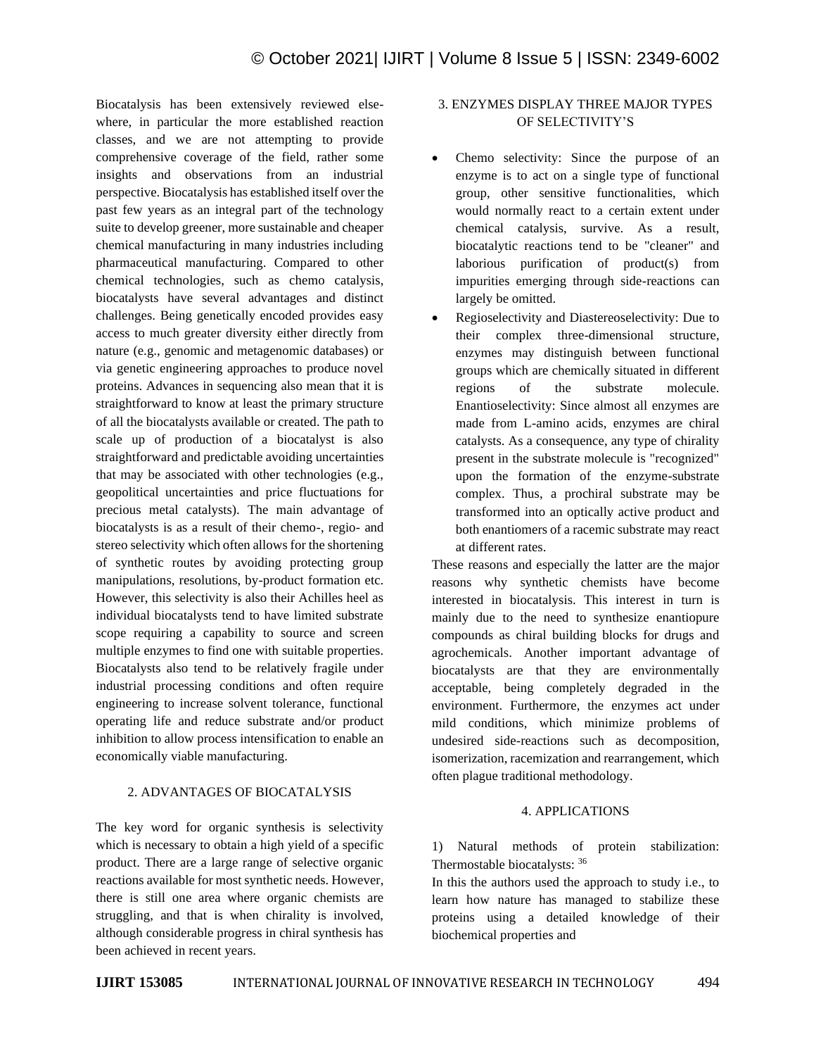Biocatalysis has been extensively reviewed elsewhere, in particular the more established reaction classes, and we are not attempting to provide comprehensive coverage of the field, rather some insights and observations from an industrial perspective. Biocatalysis has established itself over the past few years as an integral part of the technology suite to develop greener, more sustainable and cheaper chemical manufacturing in many industries including pharmaceutical manufacturing. Compared to other chemical technologies, such as chemo catalysis, biocatalysts have several advantages and distinct challenges. Being genetically encoded provides easy access to much greater diversity either directly from nature (e.g., genomic and metagenomic databases) or via genetic engineering approaches to produce novel proteins. Advances in sequencing also mean that it is straightforward to know at least the primary structure of all the biocatalysts available or created. The path to scale up of production of a biocatalyst is also straightforward and predictable avoiding uncertainties that may be associated with other technologies (e.g., geopolitical uncertainties and price fluctuations for precious metal catalysts). The main advantage of biocatalysts is as a result of their chemo-, regio- and stereo selectivity which often allows for the shortening of synthetic routes by avoiding protecting group manipulations, resolutions, by-product formation etc. However, this selectivity is also their Achilles heel as individual biocatalysts tend to have limited substrate scope requiring a capability to source and screen multiple enzymes to find one with suitable properties. Biocatalysts also tend to be relatively fragile under industrial processing conditions and often require engineering to increase solvent tolerance, functional operating life and reduce substrate and/or product inhibition to allow process intensification to enable an economically viable manufacturing.

## 2. ADVANTAGES OF BIOCATALYSIS

The key word for organic synthesis is selectivity which is necessary to obtain a high yield of a specific product. There are a large range of selective organic reactions available for most synthetic needs. However, there is still one area where organic chemists are struggling, and that is when chirality is involved, although considerable progress in chiral synthesis has been achieved in recent years.

## 3. ENZYMES DISPLAY THREE MAJOR TYPES OF SELECTIVITY'S

- Chemo selectivity: Since the purpose of an enzyme is to act on a single type of functional group, other sensitive functionalities, which would normally react to a certain extent under chemical catalysis, survive. As a result, biocatalytic reactions tend to be "cleaner" and laborious purification of product(s) from impurities emerging through side-reactions can largely be omitted.
- Regioselectivity and Diastereoselectivity: Due to their complex three-dimensional structure, enzymes may distinguish between functional groups which are chemically situated in different regions of the substrate molecule. Enantioselectivity: Since almost all enzymes are made from L-amino acids, enzymes are chiral catalysts. As a consequence, any type of chirality present in the substrate molecule is "recognized" upon the formation of the enzyme-substrate complex. Thus, a prochiral substrate may be transformed into an optically active product and both enantiomers of a racemic substrate may react at different rates.

These reasons and especially the latter are the major reasons why synthetic chemists have become interested in biocatalysis. This interest in turn is mainly due to the need to synthesize enantiopure compounds as chiral building blocks for drugs and agrochemicals. Another important advantage of biocatalysts are that they are environmentally acceptable, being completely degraded in the environment. Furthermore, the enzymes act under mild conditions, which minimize problems of undesired side-reactions such as decomposition, isomerization, racemization and rearrangement, which often plague traditional methodology.

## 4. APPLICATIONS

1) Natural methods of protein stabilization: Thermostable biocatalysts: [36]

In this the authors used the approach to study i.e., to learn how nature has managed to stabilize these proteins using a detailed knowledge of their biochemical properties and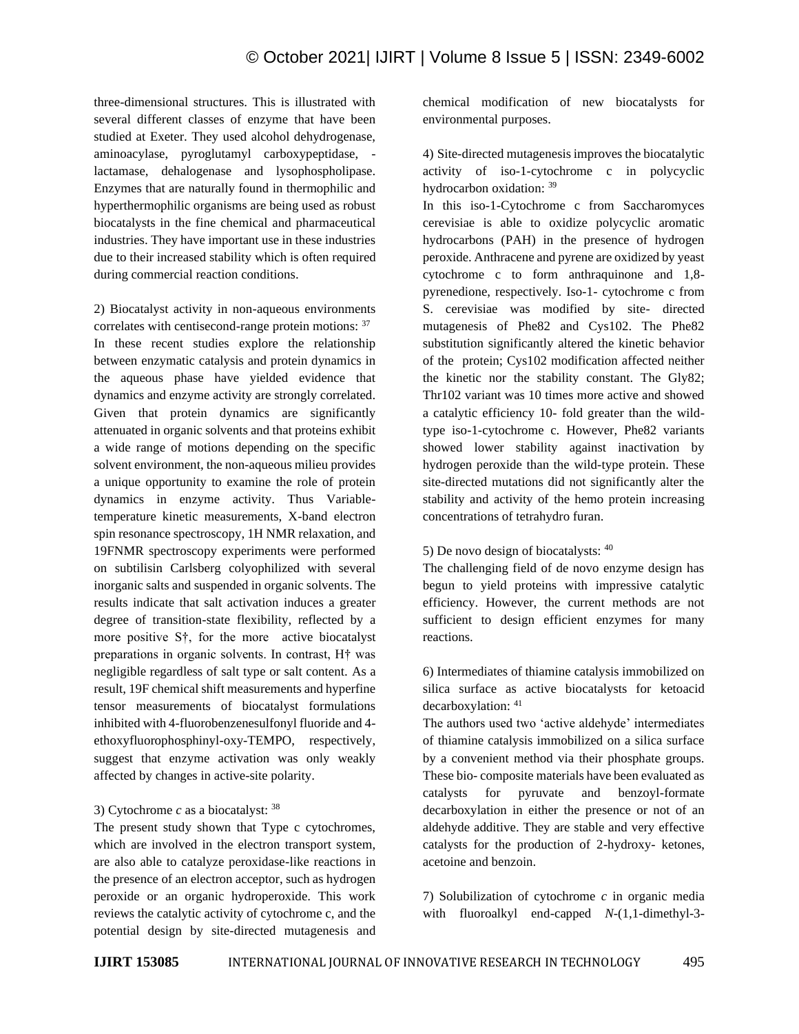three-dimensional structures. This is illustrated with several different classes of enzyme that have been studied at Exeter. They used alcohol dehydrogenase, aminoacylase, pyroglutamyl carboxypeptidase, -lactamase, dehalogenase and lysophospholipase. Enzymes that are naturally found in thermophilic and hyperthermophilic organisms are being used as robust biocatalysts in the fine chemical and pharmaceutical industries. They have important use in these industries due to their increased stability which is often required during commercial reaction conditions.

2) Biocatalyst activity in non-aqueous environments correlates with centisecond-range protein motions: [37]

In these recent studies explore the relationship between enzymatic catalysis and protein dynamics in the aqueous phase have yielded evidence that dynamics and enzyme activity are strongly correlated. Given that protein dynamics are significantly attenuated in organic solvents and that proteins exhibit a wide range of motions depending on the specific solvent environment, the non-aqueous milieu provides a unique opportunity to examine the role of protein dynamics in enzyme activity. Thus Variable-temperature kinetic measurements, X-band electron spin resonance spectroscopy, 1H NMR relaxation, and 19FNMR spectroscopy experiments were performed on subtilisin Carlsberg colyophilized with several inorganic salts and suspended in organic solvents. The results indicate that salt activation induces a greater degree of transition-state flexibility, reflected by a more positive S†, for the more active biocatalyst preparations in organic solvents. In contrast, H† was negligible regardless of salt type or salt content. As a result, 19F chemical shift measurements and hyperfine tensor measurements of biocatalyst formulations inhibited with 4-fluorobenzenesulfonyl fluoride and 4-ethoxyfluorophosphinyl-oxy-TEMPO, respectively, suggest that enzyme activation was only weakly affected by changes in active-site polarity.

3) Cytochrome *c* as a biocatalyst: [38]

The present study shown that Type c cytochromes, which are involved in the electron transport system, are also able to catalyze peroxidase-like reactions in the presence of an electron acceptor, such as hydrogen peroxide or an organic hydroperoxide. This work reviews the catalytic activity of cytochrome c, and the potential design by site-directed mutagenesis and chemical modification of new biocatalysts for environmental purposes.

4) Site-directed mutagenesis improves the biocatalytic activity of iso-1-cytochrome c in polycyclic hydrocarbon oxidation: [39]

In this iso-1-Cytochrome c from Saccharomyces cerevisiae is able to oxidize polycyclic aromatic hydrocarbons (PAH) in the presence of hydrogen peroxide. Anthracene and pyrene are oxidized by yeast cytochrome c to form anthraquinone and 1,8-pyrenedione, respectively. Iso-1- cytochrome c from S. cerevisiae was modified by site- directed mutagenesis of Phe82 and Cys102. The Phe82 substitution significantly altered the kinetic behavior of the protein; Cys102 modification affected neither the kinetic nor the stability constant. The Gly82; Thr102 variant was 10 times more active and showed a catalytic efficiency 10- fold greater than the wild-type iso-1-cytochrome c. However, Phe82 variants showed lower stability against inactivation by hydrogen peroxide than the wild-type protein. These site-directed mutations did not significantly alter the stability and activity of the hemo protein increasing concentrations of tetrahydro furan.

5) De novo design of biocatalysts: [40]

The challenging field of de novo enzyme design has begun to yield proteins with impressive catalytic efficiency. However, the current methods are not sufficient to design efficient enzymes for many reactions.

6) Intermediates of thiamine catalysis immobilized on silica surface as active biocatalysts for ketoacid decarboxylation: [41]

The authors used two 'active aldehyde' intermediates of thiamine catalysis immobilized on a silica surface by a convenient method via their phosphate groups. These bio- composite materials have been evaluated as catalysts for pyruvate and benzoyl-formate decarboxylation in either the presence or not of an aldehyde additive. They are stable and very effective catalysts for the production of 2-hydroxy- ketones, acetoine and benzoin.

7) Solubilization of cytochrome *c* in organic media with fluoroalkyl end-capped *N*-(1,1-dimethyl-3-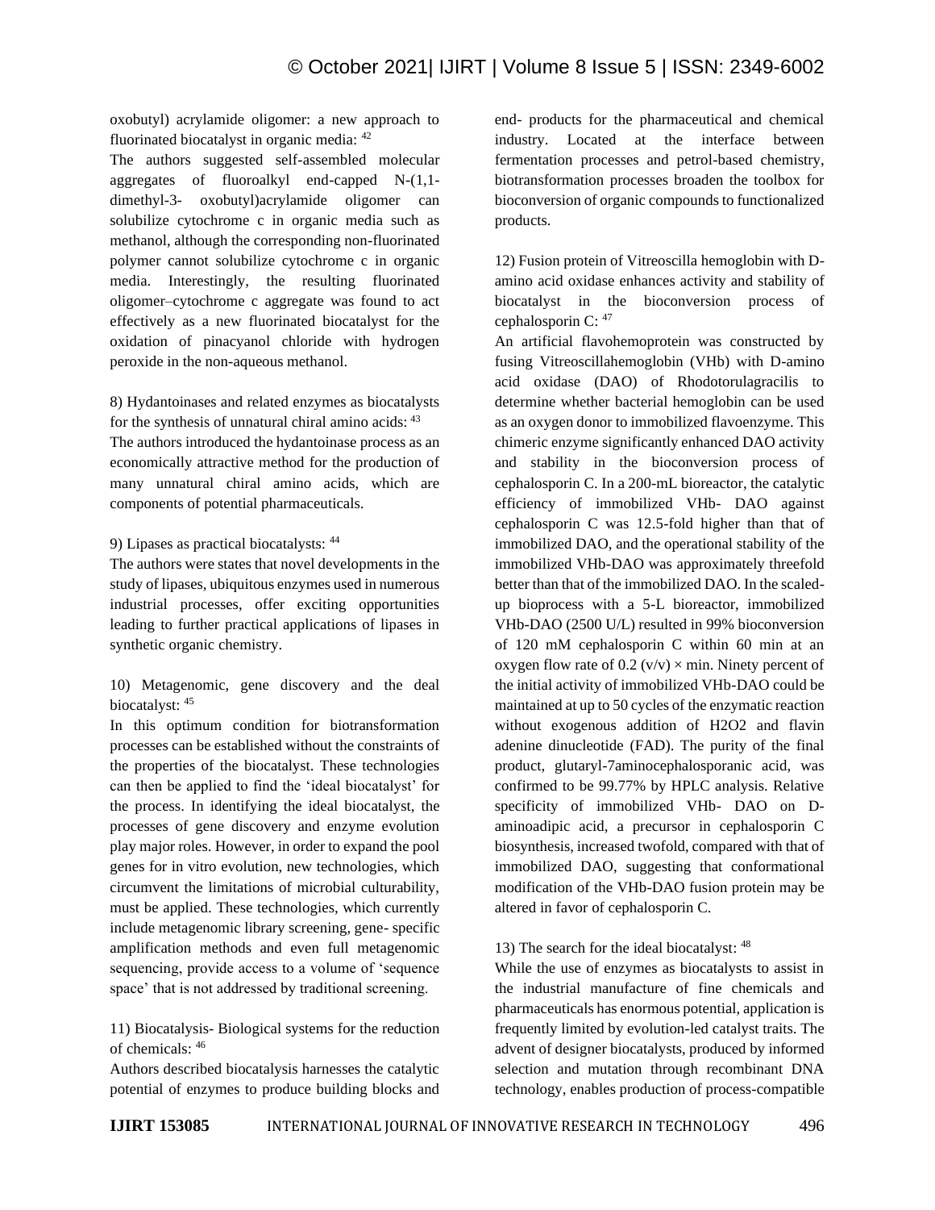oxobutyl) acrylamide oligomer: a new approach to fluorinated biocatalyst in organic media: [42]

The authors suggested self-assembled molecular aggregates of fluoroalkyl end-capped N-(1,1-dimethyl-3- oxobutyl)acrylamide oligomer can solubilize cytochrome c in organic media such as methanol, although the corresponding non-fluorinated polymer cannot solubilize cytochrome c in organic media. Interestingly, the resulting fluorinated oligomer–cytochrome c aggregate was found to act effectively as a new fluorinated biocatalyst for the oxidation of pinacyanol chloride with hydrogen peroxide in the non-aqueous methanol.

8) Hydantoinases and related enzymes as biocatalysts for the synthesis of unnatural chiral amino acids: [43]

The authors introduced the hydantoinase process as an economically attractive method for the production of many unnatural chiral amino acids, which are components of potential pharmaceuticals.

9) Lipases as practical biocatalysts: [44]

The authors were states that novel developments in the study of lipases, ubiquitous enzymes used in numerous industrial processes, offer exciting opportunities leading to further practical applications of lipases in synthetic organic chemistry.

10) Metagenomic, gene discovery and the deal biocatalyst: [45]

In this optimum condition for biotransformation processes can be established without the constraints of the properties of the biocatalyst. These technologies can then be applied to find the 'ideal biocatalyst' for the process. In identifying the ideal biocatalyst, the processes of gene discovery and enzyme evolution play major roles. However, in order to expand the pool genes for in vitro evolution, new technologies, which circumvent the limitations of microbial culturability, must be applied. These technologies, which currently include metagenomic library screening, gene- specific amplification methods and even full metagenomic sequencing, provide access to a volume of 'sequence space' that is not addressed by traditional screening.

11) Biocatalysis- Biological systems for the reduction of chemicals: [46]

Authors described biocatalysis harnesses the catalytic potential of enzymes to produce building blocks and end- products for the pharmaceutical and chemical industry. Located at the interface between fermentation processes and petrol-based chemistry, biotransformation processes broaden the toolbox for bioconversion of organic compounds to functionalized products.

12) Fusion protein of Vitreoscilla hemoglobin with D-amino acid oxidase enhances activity and stability of biocatalyst in the bioconversion process of cephalosporin C: [47]

An artificial flavohemoprotein was constructed by fusing Vitreoscillahemoglobin (VHb) with D-amino acid oxidase (DAO) of Rhodotorulagracilis to determine whether bacterial hemoglobin can be used as an oxygen donor to immobilized flavoenzyme. This chimeric enzyme significantly enhanced DAO activity and stability in the bioconversion process of cephalosporin C. In a 200-mL bioreactor, the catalytic efficiency of immobilized VHb- DAO against cephalosporin C was 12.5-fold higher than that of immobilized DAO, and the operational stability of the immobilized VHb-DAO was approximately threefold better than that of the immobilized DAO. In the scaled-up bioprocess with a 5-L bioreactor, immobilized VHb-DAO (2500 U/L) resulted in 99% bioconversion of 120 mM cephalosporin C within 60 min at an oxygen flow rate of 0.2 (v/v) × min. Ninety percent of the initial activity of immobilized VHb-DAO could be maintained at up to 50 cycles of the enzymatic reaction without exogenous addition of $H_2O_2$ and flavin adenine dinucleotide (FAD). The purity of the final product, glutaryl-7aminocephalosporanic acid, was confirmed to be 99.77% by HPLC analysis. Relative specificity of immobilized VHb- DAO on D-aminoadipic acid, a precursor in cephalosporin C biosynthesis, increased twofold, compared with that of immobilized DAO, suggesting that conformational modification of the VHb-DAO fusion protein may be altered in favor of cephalosporin C.

13) The search for the ideal biocatalyst: [48]

While the use of enzymes as biocatalysts to assist in the industrial manufacture of fine chemicals and pharmaceuticals has enormous potential, application is frequently limited by evolution-led catalyst traits. The advent of designer biocatalysts, produced by informed selection and mutation through recombinant DNA technology, enables production of process-compatible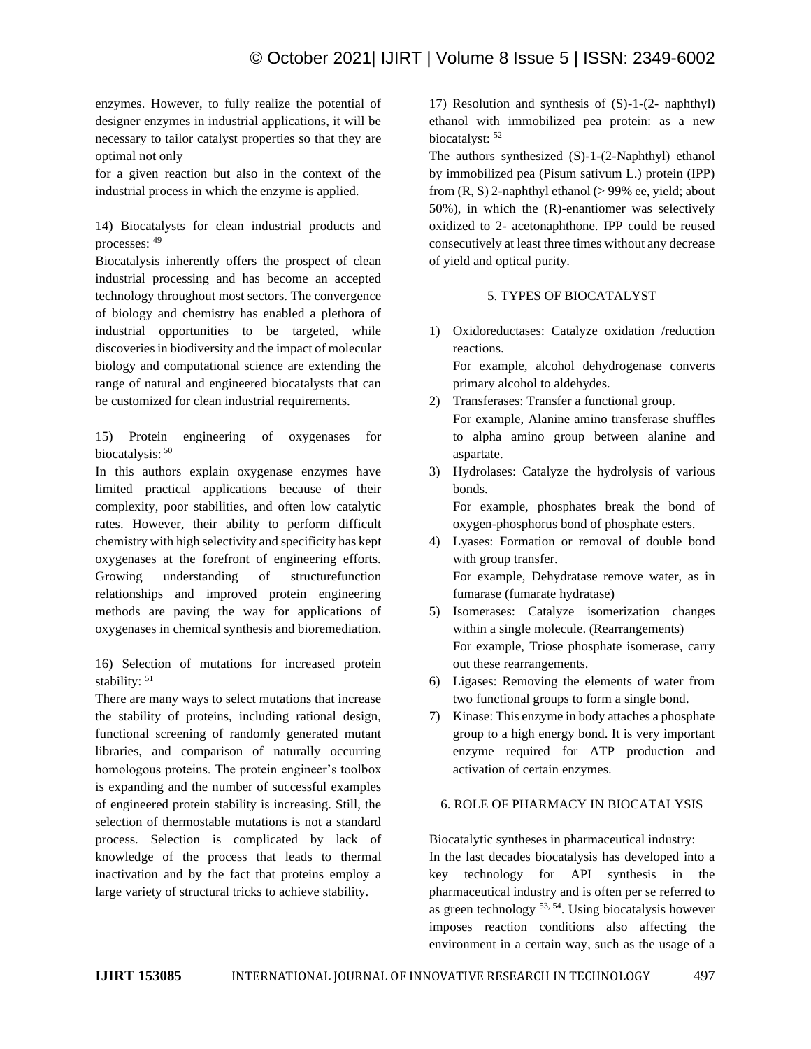enzymes. However, to fully realize the potential of designer enzymes in industrial applications, it will be necessary to tailor catalyst properties so that they are optimal not only

for a given reaction but also in the context of the industrial process in which the enzyme is applied.

14) Biocatalysts for clean industrial products and processes: [49]

Biocatalysis inherently offers the prospect of clean industrial processing and has become an accepted technology throughout most sectors. The convergence of biology and chemistry has enabled a plethora of industrial opportunities to be targeted, while discoveries in biodiversity and the impact of molecular biology and computational science are extending the range of natural and engineered biocatalysts that can be customized for clean industrial requirements.

15) Protein engineering of oxygenases for biocatalysis: [50]

In this authors explain oxygenase enzymes have limited practical applications because of their complexity, poor stabilities, and often low catalytic rates. However, their ability to perform difficult chemistry with high selectivity and specificity has kept oxygenases at the forefront of engineering efforts. Growing understanding of structurefunction relationships and improved protein engineering methods are paving the way for applications of oxygenases in chemical synthesis and bioremediation.

16) Selection of mutations for increased protein stability: [51]

There are many ways to select mutations that increase the stability of proteins, including rational design, functional screening of randomly generated mutant libraries, and comparison of naturally occurring homologous proteins. The protein engineer's toolbox is expanding and the number of successful examples of engineered protein stability is increasing. Still, the selection of thermostable mutations is not a standard process. Selection is complicated by lack of knowledge of the process that leads to thermal inactivation and by the fact that proteins employ a large variety of structural tricks to achieve stability.

17) Resolution and synthesis of (S)-1-(2- naphthyl) ethanol with immobilized pea protein: as a new biocatalyst: [52]

The authors synthesized (S)-1-(2-Naphthyl) ethanol by immobilized pea (Pisum sativum L.) protein (IPP) from (R, S) 2-naphthyl ethanol (> 99% ee, yield; about 50%), in which the (R)-enantiomer was selectively oxidized to 2- acetonaphthone. IPP could be reused consecutively at least three times without any decrease of yield and optical purity.

## 5. TYPES OF BIOCATALYST

1) Oxidoreductases: Catalyze oxidation /reduction reactions.
   For example, alcohol dehydrogenase converts primary alcohol to aldehydes.
2) Transferases: Transfer a functional group.
   For example, Alanine amino transferase shuffles to alpha amino group between alanine and aspartate.
3) Hydrolases: Catalyze the hydrolysis of various bonds.
   For example, phosphates break the bond of oxygen-phosphorus bond of phosphate esters.
4) Lyases: Formation or removal of double bond with group transfer.
   For example, Dehydratase remove water, as in fumarase (fumarate hydratase)
5) Isomerases: Catalyze isomerization changes within a single molecule. (Rearrangements)
   For example, Triose phosphate isomerase, carry out these rearrangements.
6) Ligases: Removing the elements of water from two functional groups to form a single bond.
7) Kinase: This enzyme in body attaches a phosphate group to a high energy bond. It is very important enzyme required for ATP production and activation of certain enzymes.

## 6. ROLE OF PHARMACY IN BIOCATALYSIS

Biocatalytic syntheses in pharmaceutical industry:

In the last decades biocatalysis has developed into a key technology for API synthesis in the pharmaceutical industry and is often per se referred to as green technology [53, 54]. Using biocatalysis however imposes reaction conditions also affecting the environment in a certain way, such as the usage of a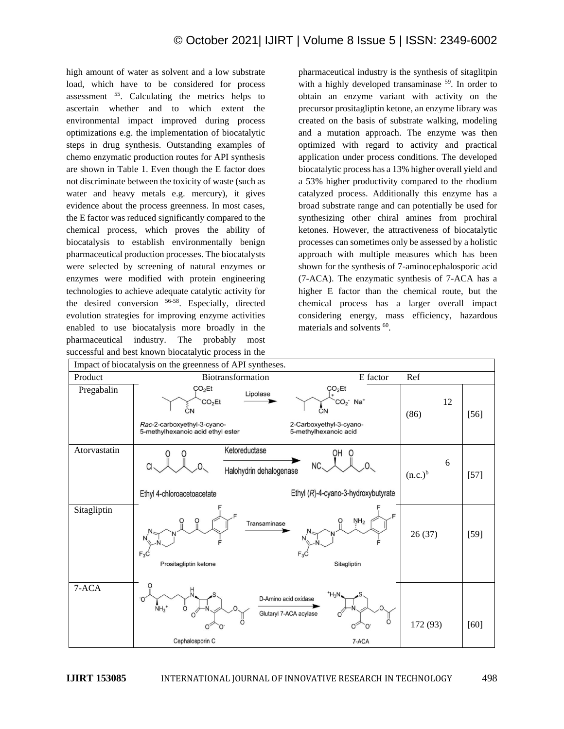high amount of water as solvent and a low substrate load, which have to be considered for process assessment [55]. Calculating the metrics helps to ascertain whether and to which extent the environmental impact improved during process optimizations e.g. the implementation of biocatalytic steps in drug synthesis. Outstanding examples of chemo enzymatic production routes for API synthesis are shown in Table 1. Even though the E factor does not discriminate between the toxicity of waste (such as water and heavy metals e.g. mercury), it gives evidence about the process greenness. In most cases, the E factor was reduced significantly compared to the chemical process, which proves the ability of biocatalysis to establish environmentally benign pharmaceutical production processes. The biocatalysts were selected by screening of natural enzymes or enzymes were modified with protein engineering technologies to achieve adequate catalytic activity for the desired conversion [56-58]. Especially, directed evolution strategies for improving enzyme activities enabled to use biocatalysis more broadly in the pharmaceutical industry. The probably most successful and best known biocatalytic process in the pharmaceutical industry is the synthesis of sitaglitpin with a highly developed transaminase [59]. In order to obtain an enzyme variant with activity on the precursor prositagliptin ketone, an enzyme library was created on the basis of substrate walking, modeling and a mutation approach. The enzyme was then optimized with regard to activity and practical application under process conditions. The developed biocatalytic process has a 13% higher overall yield and a 53% higher productivity compared to the rhodium catalyzed process. Additionally this enzyme has a broad substrate range and can potentially be used for synthesizing other chiral amines from prochiral ketones. However, the attractiveness of biocatalytic processes can sometimes only be assessed by a holistic approach with multiple measures which has been shown for the synthesis of 7-aminocephalosporic acid (7-ACA). The enzymatic synthesis of 7-ACA has a higher E factor than the chemical route, but the chemical process has a larger overall impact considering energy, mass efficiency, hazardous materials and solvents [60].

Impact of biocatalysis on the greenness of API syntheses.

| Product | Biotransformation | E factor | Ref |
|---|---|---|---|
| Pregabalin | *Rac*-2-carboxyethyl-3-cyano-5-methylhexanoic acid ethyl ester → (Lipolase) → 2-Carboxyethyl-3-cyano-5-methylhexanoic acid | 12 (86) | [56] |
| Atorvastatin | Ethyl 4-chloroacetoacetate → (Ketoreductase, Halohydrin dehalogenase) → Ethyl (*R*)-4-cyano-3-hydroxybutyrate | 6 (n.c.)[b] | [57] |
| Sitagliptin | Prositagliptin ketone → (Transaminase) → Sitagliptin | 26 (37) | [59] |
| 7-ACA | Cephalosporin C → (D-Amino acid oxidase, Glutaryl 7-ACA acylase) → 7-ACA | 172 (93) | [60] |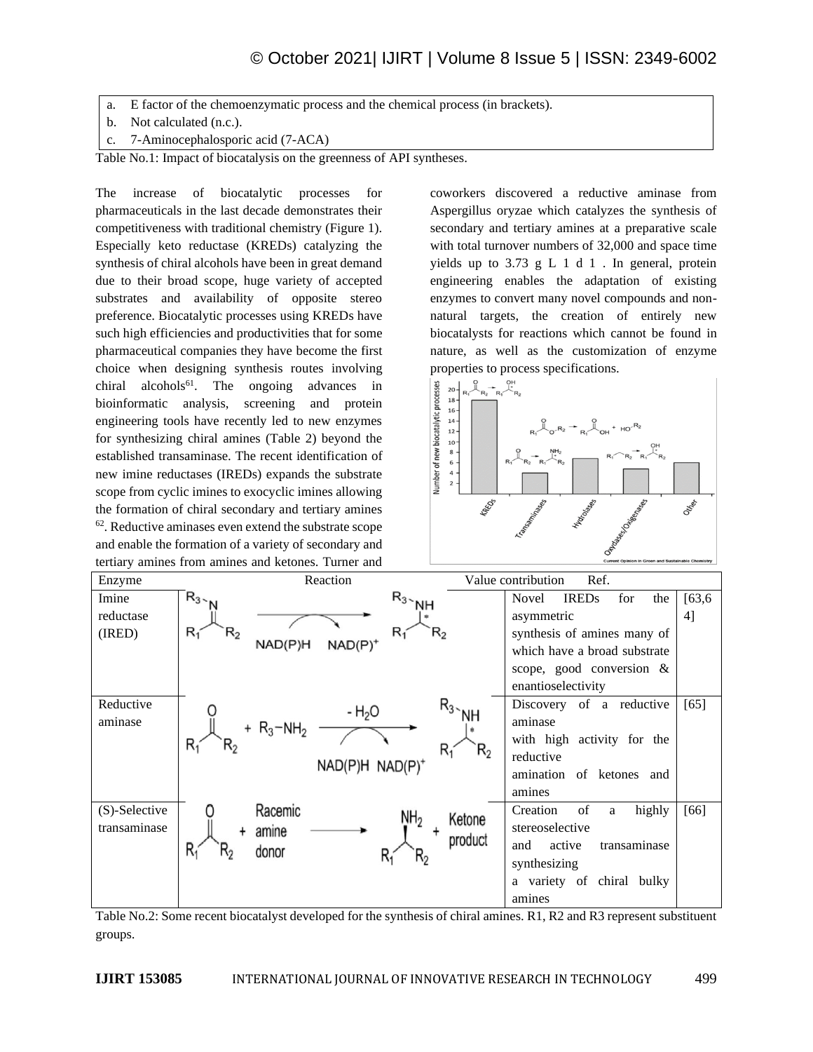a. E factor of the chemoenzymatic process and the chemical process (in brackets).
b. Not calculated (n.c.).
c. 7-Aminocephalosporic acid (7-ACA)

Table No.1: Impact of biocatalysis on the greenness of API syntheses.

The increase of biocatalytic processes for pharmaceuticals in the last decade demonstrates their competitiveness with traditional chemistry (Figure 1). Especially keto reductase (KREDs) catalyzing the synthesis of chiral alcohols have been in great demand due to their broad scope, huge variety of accepted substrates and availability of opposite stereo preference. Biocatalytic processes using KREDs have such high efficiencies and productivities that for some pharmaceutical companies they have become the first choice when designing synthesis routes involving chiral alcohols[61]. The ongoing advances in bioinformatic analysis, screening and protein engineering tools have recently led to new enzymes for synthesizing chiral amines (Table 2) beyond the established transaminase. The recent identification of new imine reductases (IREDs) expands the substrate scope from cyclic imines to exocyclic imines allowing the formation of chiral secondary and tertiary amines [62]. Reductive aminases even extend the substrate scope and enable the formation of a variety of secondary and tertiary amines from amines and ketones. Turner and coworkers discovered a reductive aminase from Aspergillus oryzae which catalyzes the synthesis of secondary and tertiary amines at a preparative scale with total turnover numbers of 32,000 and space time yields up to 3.73 g L 1 d 1 . In general, protein engineering enables the adaptation of existing enzymes to convert many novel compounds and non-natural targets, the creation of entirely new biocatalysts for reactions which cannot be found in nature, as well as the customization of enzyme properties to process specifications.

| Enzyme | Reaction | Value contribution | Ref. |
|---|---|---|---|
| Imine reductase (IRED) | $R_1C(=NR_3)R_2 \xrightarrow{NAD(P)H \rightarrow NAD(P)^+} R_1CH^*(NHR_3)R_2$ | Novel IREDs for the asymmetric synthesis of amines many of which have a broad substrate scope, good conversion & enantioselectivity | [63,64] |
| Reductive aminase | $R_1C(=O)R_2 + R_3{-}NH_2 \xrightarrow[NAD(P)H \rightarrow NAD(P)^+]{-H_2O} R_1CH^*(NHR_3)R_2$ | Discovery of a reductive aminase with high activity for the reductive amination of ketones and amines | [65] |
| (S)-Selective transaminase | $R_1C(=O)R_2$ + Racemic amine donor → $R_1CH(NH_2)R_2$ + Ketone product | Creation of a highly stereoselective and active transaminase synthesizing a variety of chiral bulky amines | [66] |

Table No.2: Some recent biocatalyst developed for the synthesis of chiral amines. R1, R2 and R3 represent substituent groups.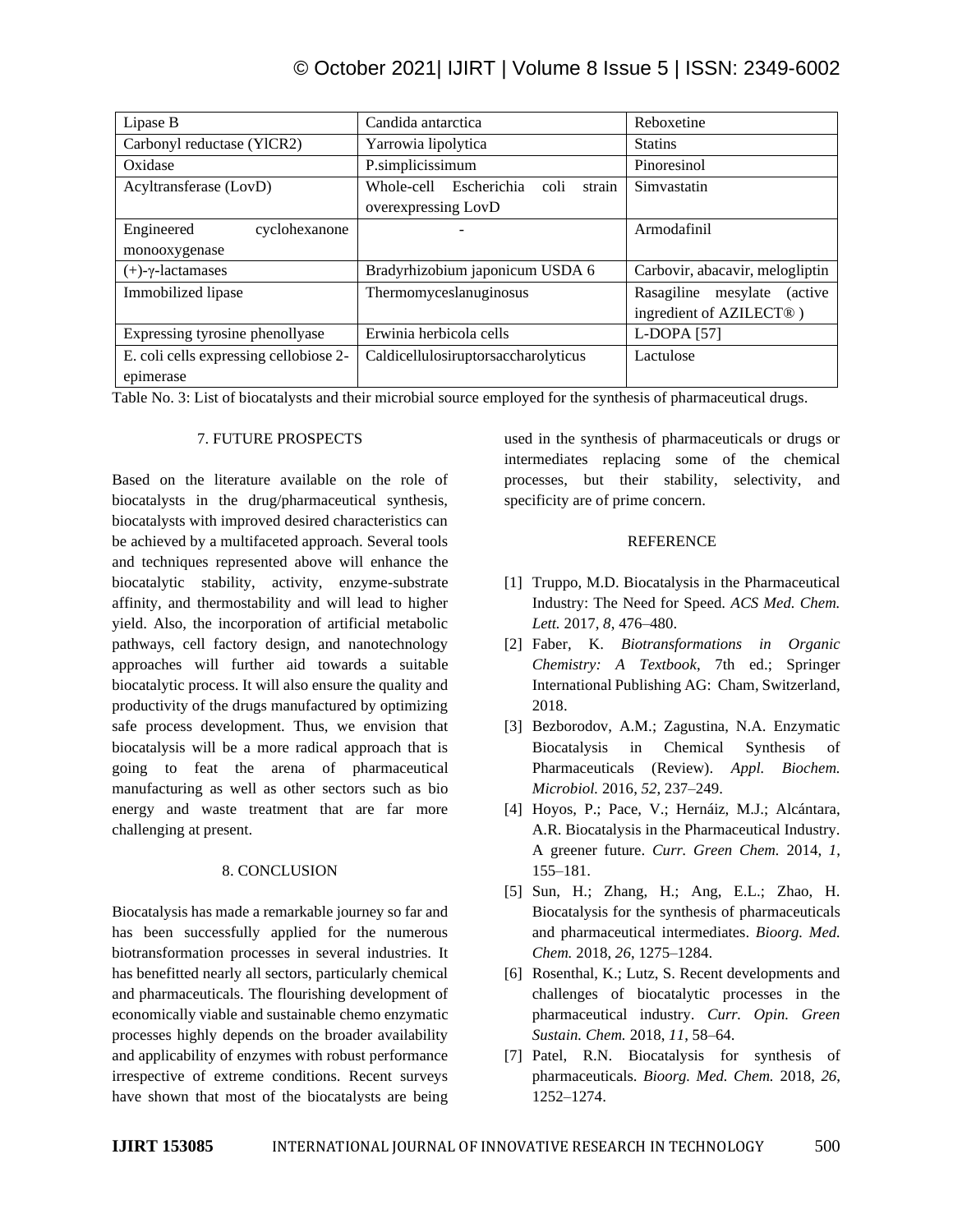| Lipase B | Candida antarctica | Reboxetine |
| --- | --- | --- |
| Carbonyl reductase (YlCR2) | Yarrowia lipolytica | Statins |
| Oxidase | P.simplicissimum | Pinoresinol |
| Acyltransferase (LovD) | Whole-cell Escherichia coli strain overexpressing LovD | Simvastatin |
| Engineered cyclohexanone monooxygenase | - | Armodafinil |
| (+)-γ-lactamases | Bradyrhizobium japonicum USDA 6 | Carbovir, abacavir, melogliptin |
| Immobilized lipase | Thermomyceslanuginosus | Rasagiline mesylate (active ingredient of AZILECT® ) |
| Expressing tyrosine phenollyase | Erwinia herbicola cells | L-DOPA [57] |
| E. coli cells expressing cellobiose 2-epimerase | Caldicellulosiruptorsaccharolyticus | Lactulose |

Table No. 3: List of biocatalysts and their microbial source employed for the synthesis of pharmaceutical drugs.

## 7. FUTURE PROSPECTS

Based on the literature available on the role of biocatalysts in the drug/pharmaceutical synthesis, biocatalysts with improved desired characteristics can be achieved by a multifaceted approach. Several tools and techniques represented above will enhance the biocatalytic stability, activity, enzyme-substrate affinity, and thermostability and will lead to higher yield. Also, the incorporation of artificial metabolic pathways, cell factory design, and nanotechnology approaches will further aid towards a suitable biocatalytic process. It will also ensure the quality and productivity of the drugs manufactured by optimizing safe process development. Thus, we envision that biocatalysis will be a more radical approach that is going to feat the arena of pharmaceutical manufacturing as well as other sectors such as bio energy and waste treatment that are far more challenging at present.

## 8. CONCLUSION

Biocatalysis has made a remarkable journey so far and has been successfully applied for the numerous biotransformation processes in several industries. It has benefitted nearly all sectors, particularly chemical and pharmaceuticals. The flourishing development of economically viable and sustainable chemo enzymatic processes highly depends on the broader availability and applicability of enzymes with robust performance irrespective of extreme conditions. Recent surveys have shown that most of the biocatalysts are being used in the synthesis of pharmaceuticals or drugs or intermediates replacing some of the chemical processes, but their stability, selectivity, and specificity are of prime concern.

## REFERENCE

[1] Truppo, M.D. Biocatalysis in the Pharmaceutical Industry: The Need for Speed. *ACS Med. Chem. Lett.* 2017, *8*, 476–480.

[2] Faber, K. *Biotransformations in Organic Chemistry: A Textbook*, 7th ed.; Springer International Publishing AG: Cham, Switzerland, 2018.

[3] Bezborodov, A.M.; Zagustina, N.A. Enzymatic Biocatalysis in Chemical Synthesis of Pharmaceuticals (Review). *Appl. Biochem. Microbiol.* 2016, *52*, 237–249.

[4] Hoyos, P.; Pace, V.; Hernáiz, M.J.; Alcántara, A.R. Biocatalysis in the Pharmaceutical Industry. A greener future. *Curr. Green Chem.* 2014, *1*, 155–181.

[5] Sun, H.; Zhang, H.; Ang, E.L.; Zhao, H. Biocatalysis for the synthesis of pharmaceuticals and pharmaceutical intermediates. *Bioorg. Med. Chem.* 2018, *26*, 1275–1284.

[6] Rosenthal, K.; Lutz, S. Recent developments and challenges of biocatalytic processes in the pharmaceutical industry. *Curr. Opin. Green Sustain. Chem.* 2018, *11*, 58–64.

[7] Patel, R.N. Biocatalysis for synthesis of pharmaceuticals. *Bioorg. Med. Chem.* 2018, *26*, 1252–1274.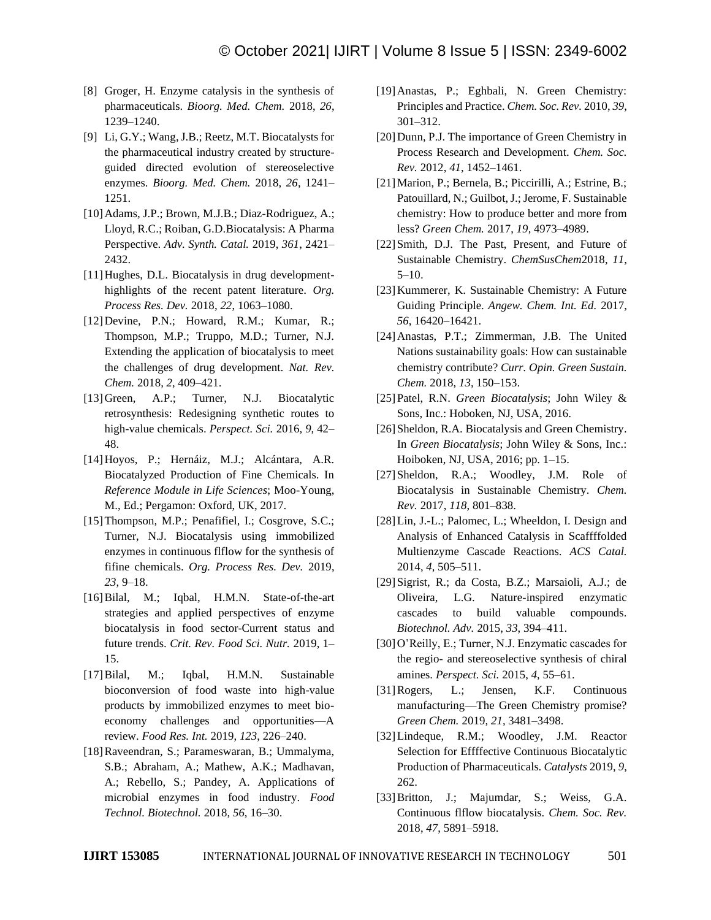[8] Groger, H. Enzyme catalysis in the synthesis of pharmaceuticals. *Bioorg. Med. Chem.* 2018, *26*, 1239–1240.

[9] Li, G.Y.; Wang, J.B.; Reetz, M.T. Biocatalysts for the pharmaceutical industry created by structure-guided directed evolution of stereoselective enzymes. *Bioorg. Med. Chem.* 2018, *26*, 1241–1251.

[10] Adams, J.P.; Brown, M.J.B.; Diaz-Rodriguez, A.; Lloyd, R.C.; Roiban, G.D.Biocatalysis: A Pharma Perspective. *Adv. Synth. Catal.* 2019, *361*, 2421–2432.

[11] Hughes, D.L. Biocatalysis in drug development-highlights of the recent patent literature. *Org. Process Res. Dev.* 2018, *22*, 1063–1080.

[12] Devine, P.N.; Howard, R.M.; Kumar, R.; Thompson, M.P.; Truppo, M.D.; Turner, N.J. Extending the application of biocatalysis to meet the challenges of drug development. *Nat. Rev. Chem.* 2018, *2*, 409–421.

[13] Green, A.P.; Turner, N.J. Biocatalytic retrosynthesis: Redesigning synthetic routes to high-value chemicals. *Perspect. Sci.* 2016, *9*, 42–48.

[14] Hoyos, P.; Hernáiz, M.J.; Alcántara, A.R. Biocatalyzed Production of Fine Chemicals. In *Reference Module in Life Sciences*; Moo-Young, M., Ed.; Pergamon: Oxford, UK, 2017.

[15] Thompson, M.P.; Penafifiel, I.; Cosgrove, S.C.; Turner, N.J. Biocatalysis using immobilized enzymes in continuous flflow for the synthesis of fifine chemicals. *Org. Process Res. Dev.* 2019, *23*, 9–18.

[16] Bilal, M.; Iqbal, H.M.N. State-of-the-art strategies and applied perspectives of enzyme biocatalysis in food sector-Current status and future trends. *Crit. Rev. Food Sci. Nutr.* 2019, 1–15.

[17] Bilal, M.; Iqbal, H.M.N. Sustainable bioconversion of food waste into high-value products by immobilized enzymes to meet bio-economy challenges and opportunities—A review. *Food Res. Int.* 2019, *123*, 226–240.

[18] Raveendran, S.; Parameswaran, B.; Ummalyma, S.B.; Abraham, A.; Mathew, A.K.; Madhavan, A.; Rebello, S.; Pandey, A. Applications of microbial enzymes in food industry. *Food Technol. Biotechnol.* 2018, *56*, 16–30.

[19] Anastas, P.; Eghbali, N. Green Chemistry: Principles and Practice. *Chem. Soc. Rev.* 2010, *39*, 301–312.

[20] Dunn, P.J. The importance of Green Chemistry in Process Research and Development. *Chem. Soc. Rev.* 2012, *41*, 1452–1461.

[21] Marion, P.; Bernela, B.; Piccirilli, A.; Estrine, B.; Patouillard, N.; Guilbot, J.; Jerome, F. Sustainable chemistry: How to produce better and more from less? *Green Chem.* 2017, *19*, 4973–4989.

[22] Smith, D.J. The Past, Present, and Future of Sustainable Chemistry. *ChemSusChem*2018, *11*, 5–10.

[23] Kummerer, K. Sustainable Chemistry: A Future Guiding Principle. *Angew. Chem. Int. Ed.* 2017, *56*, 16420–16421.

[24] Anastas, P.T.; Zimmerman, J.B. The United Nations sustainability goals: How can sustainable chemistry contribute? *Curr. Opin. Green Sustain. Chem.* 2018, *13*, 150–153.

[25] Patel, R.N. *Green Biocatalysis*; John Wiley & Sons, Inc.: Hoboken, NJ, USA, 2016.

[26] Sheldon, R.A. Biocatalysis and Green Chemistry. In *Green Biocatalysis*; John Wiley & Sons, Inc.: Hoiboken, NJ, USA, 2016; pp. 1–15.

[27] Sheldon, R.A.; Woodley, J.M. Role of Biocatalysis in Sustainable Chemistry. *Chem. Rev.* 2017, *118*, 801–838.

[28] Lin, J.-L.; Palomec, L.; Wheeldon, I. Design and Analysis of Enhanced Catalysis in Scaffffolded Multienzyme Cascade Reactions. *ACS Catal.* 2014, *4*, 505–511.

[29] Sigrist, R.; da Costa, B.Z.; Marsaioli, A.J.; de Oliveira, L.G. Nature-inspired enzymatic cascades to build valuable compounds. *Biotechnol. Adv.* 2015, *33*, 394–411.

[30] O'Reilly, E.; Turner, N.J. Enzymatic cascades for the regio- and stereoselective synthesis of chiral amines. *Perspect. Sci.* 2015, *4*, 55–61.

[31] Rogers, L.; Jensen, K.F. Continuous manufacturing—The Green Chemistry promise? *Green Chem.* 2019, *21*, 3481–3498.

[32] Lindeque, R.M.; Woodley, J.M. Reactor Selection for Effffective Continuous Biocatalytic Production of Pharmaceuticals. *Catalysts* 2019, *9*, 262.

[33] Britton, J.; Majumdar, S.; Weiss, G.A. Continuous flflow biocatalysis. *Chem. Soc. Rev.* 2018, *47*, 5891–5918.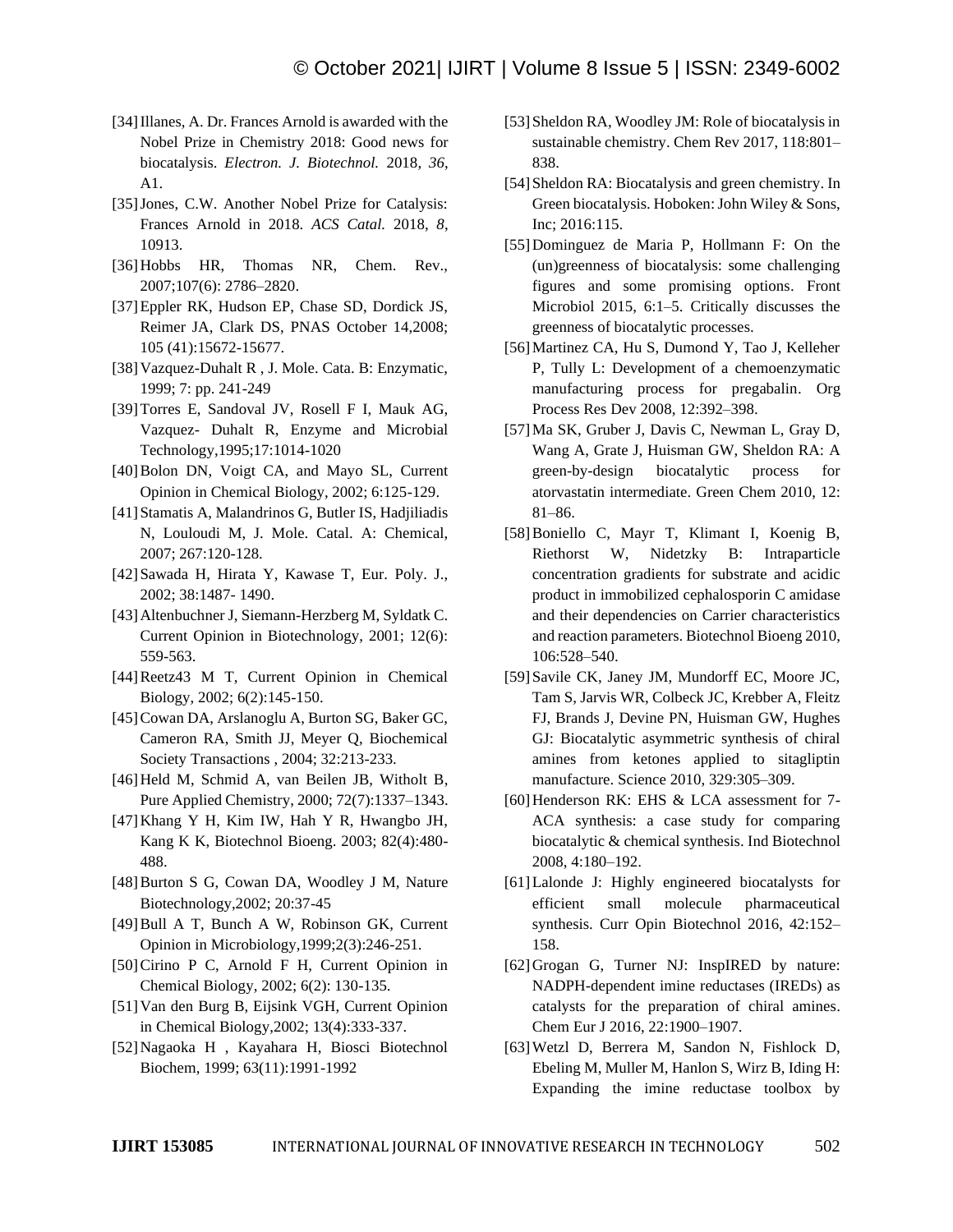[34] Illanes, A. Dr. Frances Arnold is awarded with the Nobel Prize in Chemistry 2018: Good news for biocatalysis. *Electron. J. Biotechnol.* 2018, *36*, A1.

[35] Jones, C.W. Another Nobel Prize for Catalysis: Frances Arnold in 2018. *ACS Catal.* 2018, *8*, 10913.

[36] Hobbs HR, Thomas NR, Chem. Rev., 2007;107(6): 2786–2820.

[37] Eppler RK, Hudson EP, Chase SD, Dordick JS, Reimer JA, Clark DS, PNAS October 14,2008; 105 (41):15672-15677.

[38] Vazquez-Duhalt R , J. Mole. Cata. B: Enzymatic, 1999; 7: pp. 241-249

[39] Torres E, Sandoval JV, Rosell F I, Mauk AG, Vazquez- Duhalt R, Enzyme and Microbial Technology,1995;17:1014-1020

[40] Bolon DN, Voigt CA, and Mayo SL, Current Opinion in Chemical Biology, 2002; 6:125-129.

[41] Stamatis A, Malandrinos G, Butler IS, Hadjiliadis N, Louloudi M, J. Mole. Catal. A: Chemical, 2007; 267:120-128.

[42] Sawada H, Hirata Y, Kawase T, Eur. Poly. J., 2002; 38:1487- 1490.

[43] Altenbuchner J, Siemann-Herzberg M, Syldatk C. Current Opinion in Biotechnology, 2001; 12(6): 559-563.

[44] Reetz43 M T, Current Opinion in Chemical Biology, 2002; 6(2):145-150.

[45] Cowan DA, Arslanoglu A, Burton SG, Baker GC, Cameron RA, Smith JJ, Meyer Q, Biochemical Society Transactions , 2004; 32:213-233.

[46] Held M, Schmid A, van Beilen JB, Witholt B, Pure Applied Chemistry, 2000; 72(7):1337–1343.

[47] Khang Y H, Kim IW, Hah Y R, Hwangbo JH, Kang K K, Biotechnol Bioeng. 2003; 82(4):480-488.

[48] Burton S G, Cowan DA, Woodley J M, Nature Biotechnology,2002; 20:37-45

[49] Bull A T, Bunch A W, Robinson GK, Current Opinion in Microbiology,1999;2(3):246-251.

[50] Cirino P C, Arnold F H, Current Opinion in Chemical Biology, 2002; 6(2): 130-135.

[51] Van den Burg B, Eijsink VGH, Current Opinion in Chemical Biology,2002; 13(4):333-337.

[52] Nagaoka H , Kayahara H, Biosci Biotechnol Biochem, 1999; 63(11):1991-1992

[53] Sheldon RA, Woodley JM: Role of biocatalysis in sustainable chemistry. Chem Rev 2017, 118:801–838.

[54] Sheldon RA: Biocatalysis and green chemistry. In Green biocatalysis. Hoboken: John Wiley & Sons, Inc; 2016:115.

[55] Dominguez de Maria P, Hollmann F: On the (un)greenness of biocatalysis: some challenging figures and some promising options. Front Microbiol 2015, 6:1–5. Critically discusses the greenness of biocatalytic processes.

[56] Martinez CA, Hu S, Dumond Y, Tao J, Kelleher P, Tully L: Development of a chemoenzymatic manufacturing process for pregabalin. Org Process Res Dev 2008, 12:392–398.

[57] Ma SK, Gruber J, Davis C, Newman L, Gray D, Wang A, Grate J, Huisman GW, Sheldon RA: A green-by-design biocatalytic process for atorvastatin intermediate. Green Chem 2010, 12: 81–86.

[58] Boniello C, Mayr T, Klimant I, Koenig B, Riethorst W, Nidetzky B: Intraparticle concentration gradients for substrate and acidic product in immobilized cephalosporin C amidase and their dependencies on Carrier characteristics and reaction parameters. Biotechnol Bioeng 2010, 106:528–540.

[59] Savile CK, Janey JM, Mundorff EC, Moore JC, Tam S, Jarvis WR, Colbeck JC, Krebber A, Fleitz FJ, Brands J, Devine PN, Huisman GW, Hughes GJ: Biocatalytic asymmetric synthesis of chiral amines from ketones applied to sitagliptin manufacture. Science 2010, 329:305–309.

[60] Henderson RK: EHS & LCA assessment for 7-ACA synthesis: a case study for comparing biocatalytic & chemical synthesis. Ind Biotechnol 2008, 4:180–192.

[61] Lalonde J: Highly engineered biocatalysts for efficient small molecule pharmaceutical synthesis. Curr Opin Biotechnol 2016, 42:152–158.

[62] Grogan G, Turner NJ: InspIRED by nature: NADPH-dependent imine reductases (IREDs) as catalysts for the preparation of chiral amines. Chem Eur J 2016, 22:1900–1907.

[63] Wetzl D, Berrera M, Sandon N, Fishlock D, Ebeling M, Muller M, Hanlon S, Wirz B, Iding H: Expanding the imine reductase toolbox by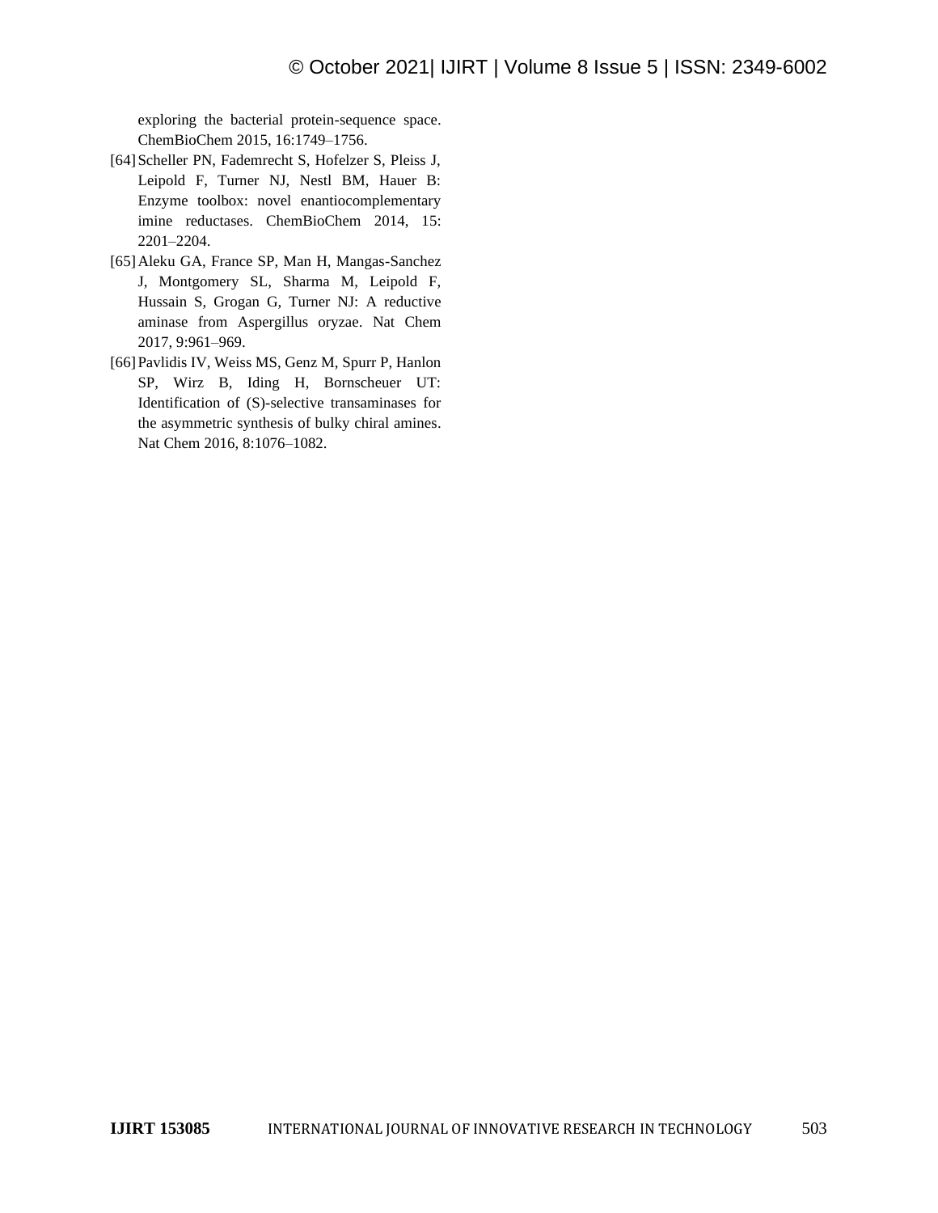exploring the bacterial protein-sequence space. ChemBioChem 2015, 16:1749–1756.

[64] Scheller PN, Fademrecht S, Hofelzer S, Pleiss J, Leipold F, Turner NJ, Nestl BM, Hauer B: Enzyme toolbox: novel enantiocomplementary imine reductases. ChemBioChem 2014, 15: 2201–2204.

[65] Aleku GA, France SP, Man H, Mangas-Sanchez J, Montgomery SL, Sharma M, Leipold F, Hussain S, Grogan G, Turner NJ: A reductive aminase from Aspergillus oryzae. Nat Chem 2017, 9:961–969.

[66] Pavlidis IV, Weiss MS, Genz M, Spurr P, Hanlon SP, Wirz B, Iding H, Bornscheuer UT: Identification of (S)-selective transaminases for the asymmetric synthesis of bulky chiral amines. Nat Chem 2016, 8:1076–1082.